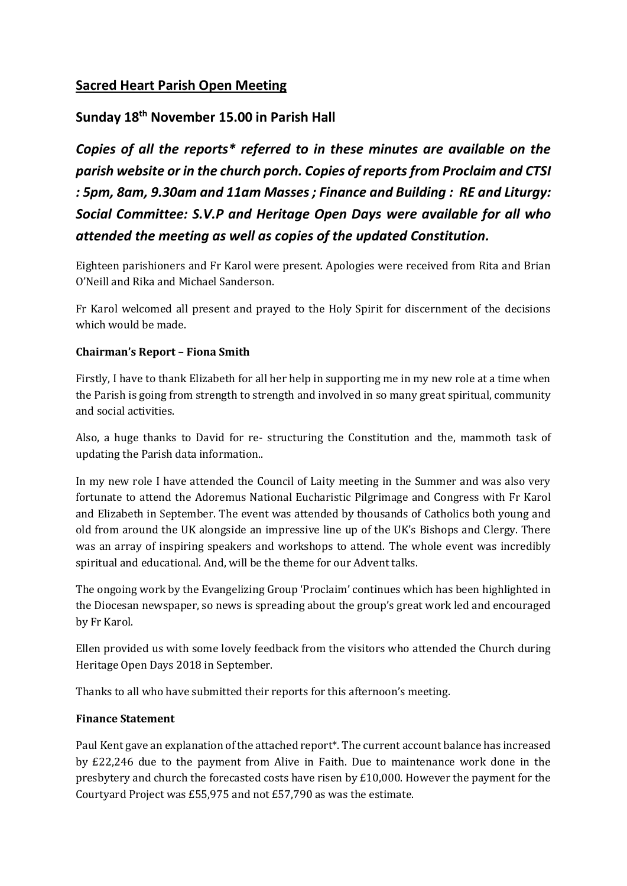## Sacred Heart Parish Open Meeting

## Sunday 18th November 15.00 in Parish Hall

***Copies of all the reports* referred to in these minutes are available on the parish website or in the church porch. Copies of reports from Proclaim and CTSI : 5pm, 8am, 9.30am and 11am Masses ; Finance and Building : RE and Liturgy: Social Committee: S.V.P and Heritage Open Days were available for all who attended the meeting as well as copies of the updated Constitution.***

Eighteen parishioners and Fr Karol were present. Apologies were received from Rita and Brian O'Neill and Rika and Michael Sanderson.

Fr Karol welcomed all present and prayed to the Holy Spirit for discernment of the decisions which would be made.

**Chairman's Report – Fiona Smith**

Firstly, I have to thank Elizabeth for all her help in supporting me in my new role at a time when the Parish is going from strength to strength and involved in so many great spiritual, community and social activities.

Also, a huge thanks to David for re- structuring the Constitution and the, mammoth task of updating the Parish data information..

In my new role I have attended the Council of Laity meeting in the Summer and was also very fortunate to attend the Adoremus National Eucharistic Pilgrimage and Congress with Fr Karol and Elizabeth in September. The event was attended by thousands of Catholics both young and old from around the UK alongside an impressive line up of the UK's Bishops and Clergy. There was an array of inspiring speakers and workshops to attend. The whole event was incredibly spiritual and educational. And, will be the theme for our Advent talks.

The ongoing work by the Evangelizing Group 'Proclaim' continues which has been highlighted in the Diocesan newspaper, so news is spreading about the group's great work led and encouraged by Fr Karol.

Ellen provided us with some lovely feedback from the visitors who attended the Church during Heritage Open Days 2018 in September.

Thanks to all who have submitted their reports for this afternoon's meeting.

**Finance Statement**

Paul Kent gave an explanation of the attached report*. The current account balance has increased by £22,246 due to the payment from Alive in Faith. Due to maintenance work done in the presbytery and church the forecasted costs have risen by £10,000. However the payment for the Courtyard Project was £55,975 and not £57,790 as was the estimate.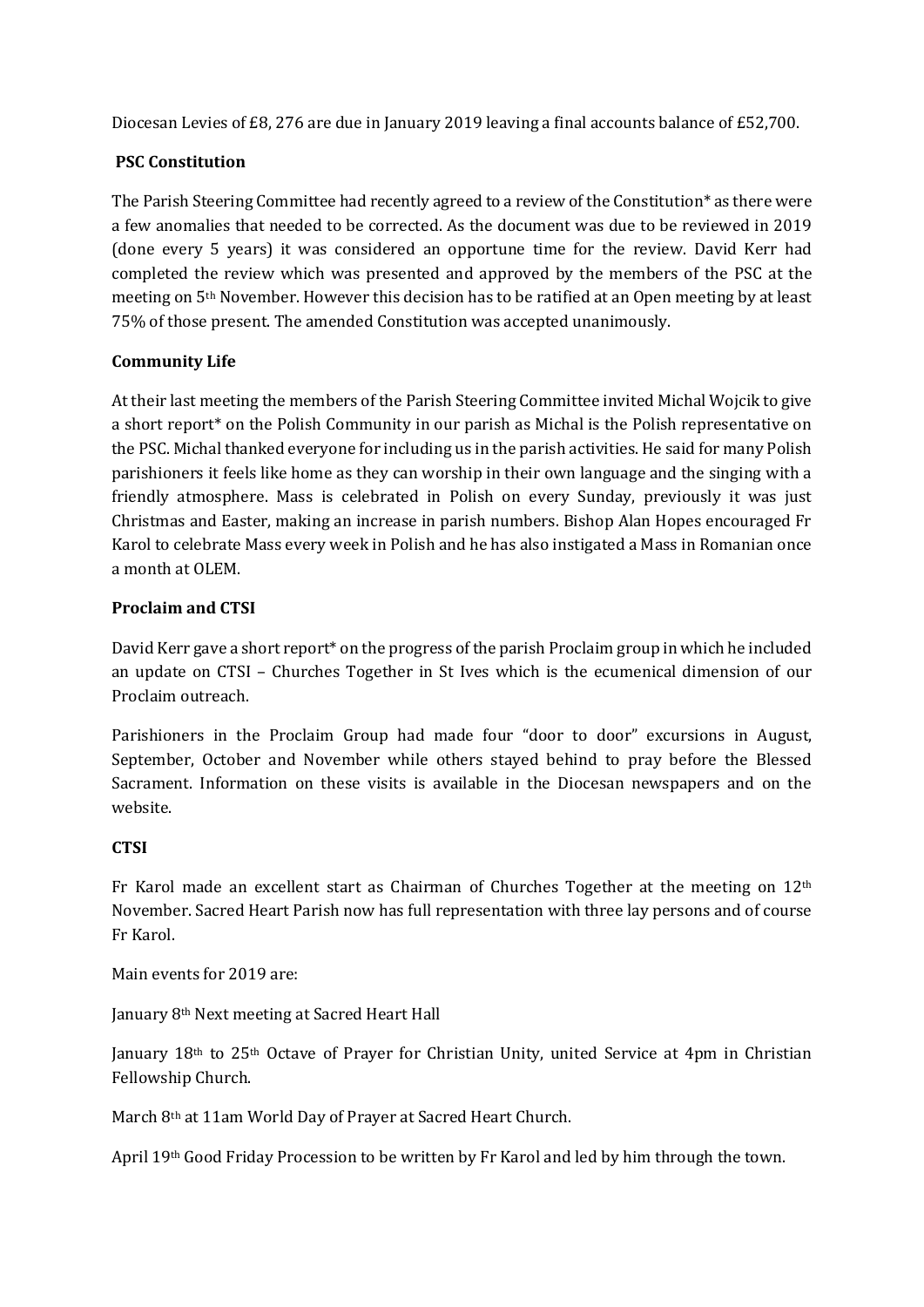Diocesan Levies of £8, 276 are due in January 2019 leaving a final accounts balance of £52,700.

**PSC Constitution**

The Parish Steering Committee had recently agreed to a review of the Constitution* as there were a few anomalies that needed to be corrected. As the document was due to be reviewed in 2019 (done every 5 years) it was considered an opportune time for the review. David Kerr had completed the review which was presented and approved by the members of the PSC at the meeting on 5th November. However this decision has to be ratified at an Open meeting by at least 75% of those present. The amended Constitution was accepted unanimously.

**Community Life**

At their last meeting the members of the Parish Steering Committee invited Michal Wojcik to give a short report* on the Polish Community in our parish as Michal is the Polish representative on the PSC. Michal thanked everyone for including us in the parish activities. He said for many Polish parishioners it feels like home as they can worship in their own language and the singing with a friendly atmosphere. Mass is celebrated in Polish on every Sunday, previously it was just Christmas and Easter, making an increase in parish numbers. Bishop Alan Hopes encouraged Fr Karol to celebrate Mass every week in Polish and he has also instigated a Mass in Romanian once a month at OLEM.

**Proclaim and CTSI**

David Kerr gave a short report* on the progress of the parish Proclaim group in which he included an update on CTSI – Churches Together in St Ives which is the ecumenical dimension of our Proclaim outreach.

Parishioners in the Proclaim Group had made four "door to door" excursions in August, September, October and November while others stayed behind to pray before the Blessed Sacrament. Information on these visits is available in the Diocesan newspapers and on the website.

**CTSI**

Fr Karol made an excellent start as Chairman of Churches Together at the meeting on 12th November. Sacred Heart Parish now has full representation with three lay persons and of course Fr Karol.

Main events for 2019 are:

January 8th Next meeting at Sacred Heart Hall

January 18th to 25th Octave of Prayer for Christian Unity, united Service at 4pm in Christian Fellowship Church.

March 8th at 11am World Day of Prayer at Sacred Heart Church.

April 19th Good Friday Procession to be written by Fr Karol and led by him through the town.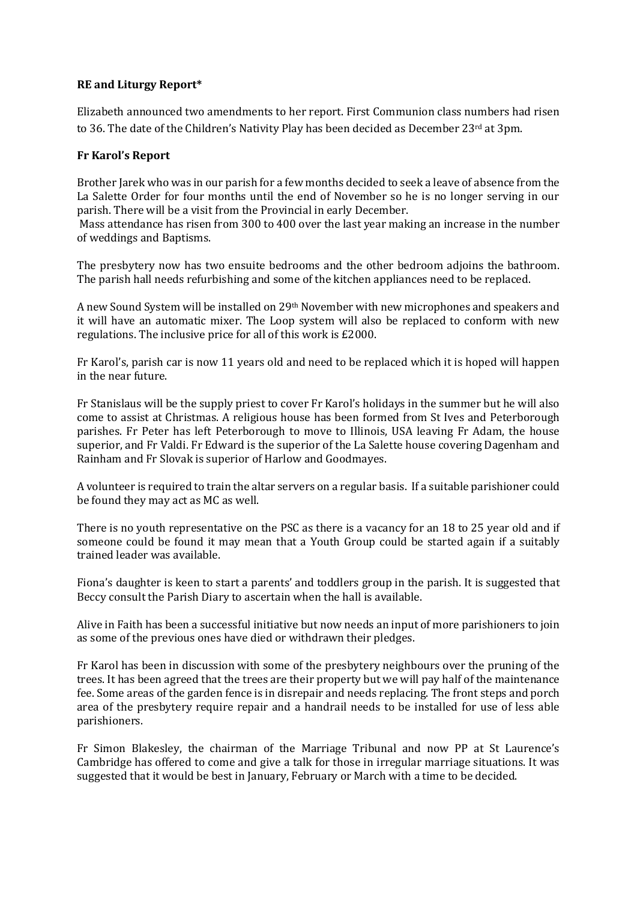**RE and Liturgy Report***

Elizabeth announced two amendments to her report. First Communion class numbers had risen to 36. The date of the Children's Nativity Play has been decided as December 23rd at 3pm.

**Fr Karol's Report**

Brother Jarek who was in our parish for a few months decided to seek a leave of absence from the La Salette Order for four months until the end of November so he is no longer serving in our parish. There will be a visit from the Provincial in early December.
Mass attendance has risen from 300 to 400 over the last year making an increase in the number of weddings and Baptisms.

The presbytery now has two ensuite bedrooms and the other bedroom adjoins the bathroom. The parish hall needs refurbishing and some of the kitchen appliances need to be replaced.

A new Sound System will be installed on 29th November with new microphones and speakers and it will have an automatic mixer. The Loop system will also be replaced to conform with new regulations. The inclusive price for all of this work is £2000.

Fr Karol's, parish car is now 11 years old and need to be replaced which it is hoped will happen in the near future.

Fr Stanislaus will be the supply priest to cover Fr Karol's holidays in the summer but he will also come to assist at Christmas. A religious house has been formed from St Ives and Peterborough parishes. Fr Peter has left Peterborough to move to Illinois, USA leaving Fr Adam, the house superior, and Fr Valdi. Fr Edward is the superior of the La Salette house covering Dagenham and Rainham and Fr Slovak is superior of Harlow and Goodmayes.

A volunteer is required to train the altar servers on a regular basis. If a suitable parishioner could be found they may act as MC as well.

There is no youth representative on the PSC as there is a vacancy for an 18 to 25 year old and if someone could be found it may mean that a Youth Group could be started again if a suitably trained leader was available.

Fiona's daughter is keen to start a parents' and toddlers group in the parish. It is suggested that Beccy consult the Parish Diary to ascertain when the hall is available.

Alive in Faith has been a successful initiative but now needs an input of more parishioners to join as some of the previous ones have died or withdrawn their pledges.

Fr Karol has been in discussion with some of the presbytery neighbours over the pruning of the trees. It has been agreed that the trees are their property but we will pay half of the maintenance fee. Some areas of the garden fence is in disrepair and needs replacing. The front steps and porch area of the presbytery require repair and a handrail needs to be installed for use of less able parishioners.

Fr Simon Blakesley, the chairman of the Marriage Tribunal and now PP at St Laurence's Cambridge has offered to come and give a talk for those in irregular marriage situations. It was suggested that it would be best in January, February or March with a time to be decided.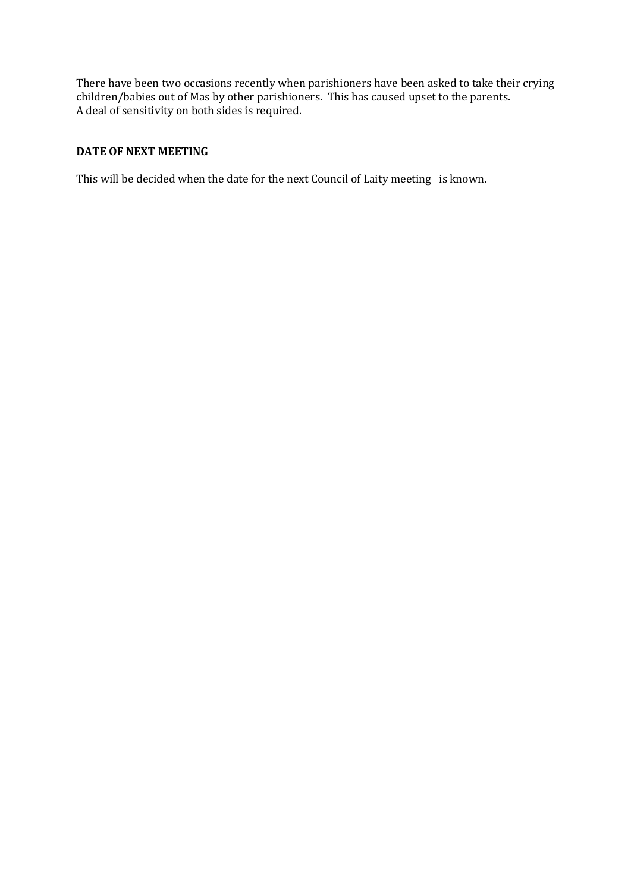There have been two occasions recently when parishioners have been asked to take their crying children/babies out of Mas by other parishioners. This has caused upset to the parents.
A deal of sensitivity on both sides is required.

**DATE OF NEXT MEETING**

This will be decided when the date for the next Council of Laity meeting is known.